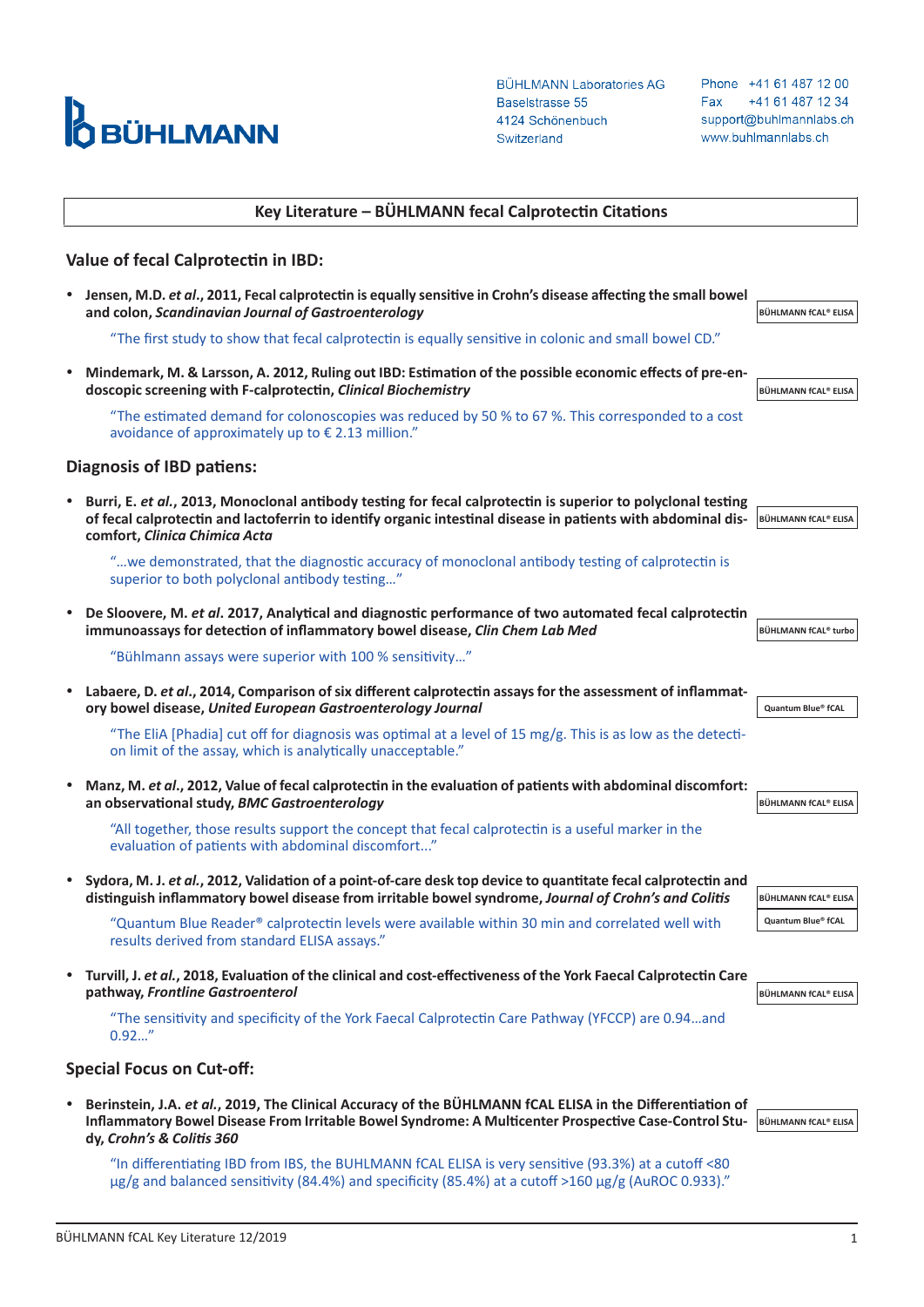BÜHLMANN

BÜHLMANN Laboratories AG
Baselstrasse 55
4124 Schönenbuch
Switzerland

Phone +41 61 487 12 00
Fax +41 61 487 12 34
support@buhlmannlabs.ch
www.buhlmannlabs.ch

# Key Literature – BÜHLMANN fecal Calprotectin Citations

## Value of fecal Calprotectin in IBD:

- **Jensen, M.D. *et al.*, 2011, Fecal calprotectin is equally sensitive in Crohn's disease affecting the small bowel and colon, *Scandinavian Journal of Gastroenterology*** — BÜHLMANN fCAL® ELISA

  "The first study to show that fecal calprotectin is equally sensitive in colonic and small bowel CD."

- **Mindemark, M. & Larsson, A. 2012, Ruling out IBD: Estimation of the possible economic effects of pre-endoscopic screening with F-calprotectin, *Clinical Biochemistry*** — BÜHLMANN fCAL® ELISA

  "The estimated demand for colonoscopies was reduced by 50 % to 67 %. This corresponded to a cost avoidance of approximately up to € 2.13 million."

## Diagnosis of IBD patiens:

- **Burri, E. *et al.*, 2013, Monoclonal antibody testing for fecal calprotectin is superior to polyclonal testing of fecal calprotectin and lactoferrin to identify organic intestinal disease in patients with abdominal discomfort, *Clinica Chimica Acta*** — BÜHLMANN fCAL® ELISA

  "…we demonstrated, that the diagnostic accuracy of monoclonal antibody testing of calprotectin is superior to both polyclonal antibody testing…"

- **De Sloovere, M. *et al*. 2017, Analytical and diagnostic performance of two automated fecal calprotectin immunoassays for detection of inflammatory bowel disease, *Clin Chem Lab Med*** — BÜHLMANN fCAL® turbo

  "Bühlmann assays were superior with 100 % sensitivity…"

- **Labaere, D. *et al.*, 2014, Comparison of six different calprotectin assays for the assessment of inflammatory bowel disease, *United European Gastroenterology Journal*** — Quantum Blue® fCAL

  "The EliA [Phadia] cut off for diagnosis was optimal at a level of 15 mg/g. This is as low as the detection limit of the assay, which is analytically unacceptable."

- **Manz, M. *et al*., 2012, Value of fecal calprotectin in the evaluation of patients with abdominal discomfort: an observational study, *BMC Gastroenterology*** — BÜHLMANN fCAL® ELISA

  "All together, those results support the concept that fecal calprotectin is a useful marker in the evaluation of patients with abdominal discomfort..."

- **Sydora, M. J. *et al.*, 2012, Validation of a point-of-care desk top device to quantitate fecal calprotectin and distinguish inflammatory bowel disease from irritable bowel syndrome, *Journal of Crohn's and Colitis*** — BÜHLMANN fCAL® ELISA, Quantum Blue® fCAL

  "Quantum Blue Reader® calprotectin levels were available within 30 min and correlated well with results derived from standard ELISA assays."

- **Turvill, J. *et al.*, 2018, Evaluation of the clinical and cost-effectiveness of the York Faecal Calprotectin Care pathway, *Frontline Gastroenterol*** — BÜHLMANN fCAL® ELISA

  "The sensitivity and specificity of the York Faecal Calprotectin Care Pathway (YFCCP) are 0.94…and 0.92…"

## Special Focus on Cut-off:

- **Berinstein, J.A. *et al.*, 2019, The Clinical Accuracy of the BÜHLMANN fCAL ELISA in the Differentiation of Inflammatory Bowel Disease From Irritable Bowel Syndrome: A Multicenter Prospective Case-Control Study, *Crohn's & Colitis 360*** — BÜHLMANN fCAL® ELISA

  "In differentiating IBD from IBS, the BUHLMANN fCAL ELISA is very sensitive (93.3%) at a cutoff <80 µg/g and balanced sensitivity (84.4%) and specificity (85.4%) at a cutoff >160 µg/g (AuROC 0.933)."

BÜHLMANN fCAL Key Literature 12/2019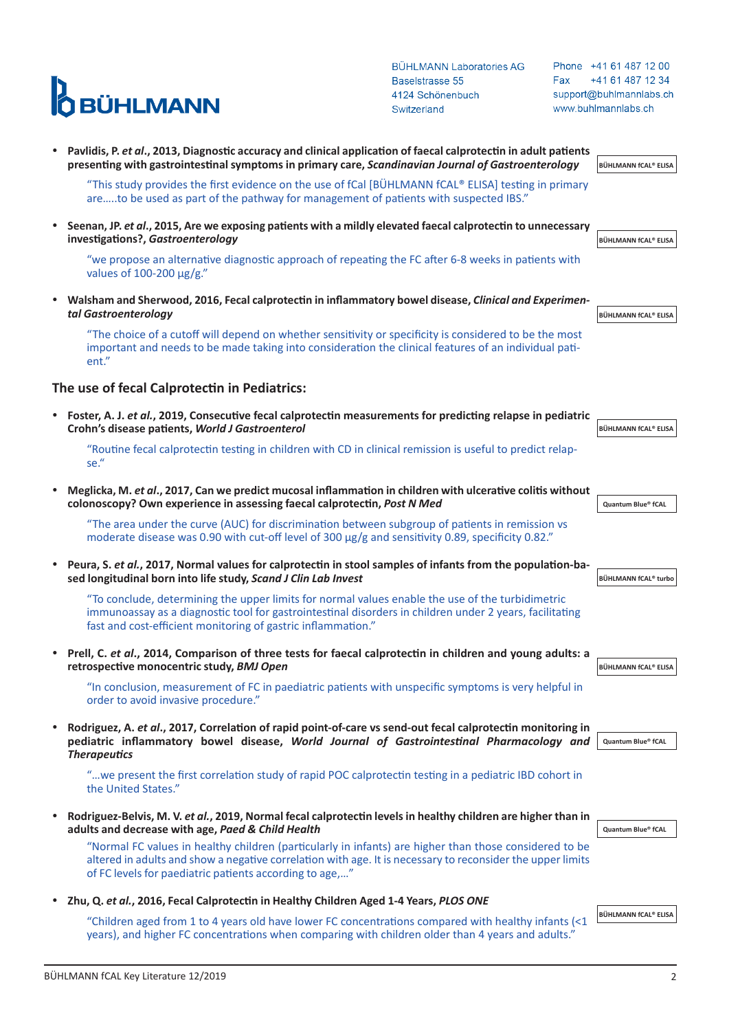- **Pavlidis, P. *et al*., 2013, Diagnostic accuracy and clinical application of faecal calprotectin in adult patients presenting with gastrointestinal symptoms in primary care, *Scandinavian Journal of Gastroenterology*** — BÜHLMANN fCAL® ELISA

  "This study provides the first evidence on the use of fCal [BÜHLMANN fCAL® ELISA] testing in primary are.....to be used as part of the pathway for management of patients with suspected IBS."

- **Seenan, JP. *et al*., 2015, Are we exposing patients with a mildly elevated faecal calprotectin to unnecessary investigations?, *Gastroenterology*** — BÜHLMANN fCAL® ELISA

  "we propose an alternative diagnostic approach of repeating the FC after 6-8 weeks in patients with values of 100-200 µg/g."

- **Walsham and Sherwood, 2016, Fecal calprotectin in inflammatory bowel disease, *Clinical and Experimental Gastroenterology*** — BÜHLMANN fCAL® ELISA

  "The choice of a cutoff will depend on whether sensitivity or specificity is considered to be the most important and needs to be made taking into consideration the clinical features of an individual patient."

## The use of fecal Calprotectin in Pediatrics:

- **Foster, A. J. *et al*., 2019, Consecutive fecal calprotectin measurements for predicting relapse in pediatric Crohn's disease patients, *World J Gastroenterol*** — BÜHLMANN fCAL® ELISA

  "Routine fecal calprotectin testing in children with CD in clinical remission is useful to predict relapse."

- **Meglicka, M. *et al*., 2017, Can we predict mucosal inflammation in children with ulcerative colitis without colonoscopy? Own experience in assessing faecal calprotectin, *Post N Med*** — Quantum Blue® fCAL

  "The area under the curve (AUC) for discrimination between subgroup of patients in remission vs moderate disease was 0.90 with cut-off level of 300 µg/g and sensitivity 0.89, specificity 0.82."

- **Peura, S. *et al*., 2017, Normal values for calprotectin in stool samples of infants from the population-based longitudinal born into life study, *Scand J Clin Lab Invest*** — BÜHLMANN fCAL® turbo

  "To conclude, determining the upper limits for normal values enable the use of the turbidimetric immunoassay as a diagnostic tool for gastrointestinal disorders in children under 2 years, facilitating fast and cost-efficient monitoring of gastric inflammation."

- **Prell, C. *et al*., 2014, Comparison of three tests for faecal calprotectin in children and young adults: a retrospective monocentric study, *BMJ Open*** — BÜHLMANN fCAL® ELISA

  "In conclusion, measurement of FC in paediatric patients with unspecific symptoms is very helpful in order to avoid invasive procedure."

- **Rodriguez, A. *et al*., 2017, Correlation of rapid point-of-care vs send-out fecal calprotectin monitoring in pediatric inflammatory bowel disease, *World Journal of Gastrointestinal Pharmacology and Therapeutics*** — Quantum Blue® fCAL

  "...we present the first correlation study of rapid POC calprotectin testing in a pediatric IBD cohort in the United States."

- **Rodriguez-Belvis, M. V. *et al*., 2019, Normal fecal calprotectin levels in healthy children are higher than in adults and decrease with age, *Paed & Child Health*** — Quantum Blue® fCAL

  "Normal FC values in healthy children (particularly in infants) are higher than those considered to be altered in adults and show a negative correlation with age. It is necessary to reconsider the upper limits of FC levels for paediatric patients according to age,..."

- **Zhu, Q. *et al*., 2016, Fecal Calprotectin in Healthy Children Aged 1-4 Years, *PLOS ONE*** — BÜHLMANN fCAL® ELISA

  "Children aged from 1 to 4 years old have lower FC concentrations compared with healthy infants (<1 years), and higher FC concentrations when comparing with children older than 4 years and adults."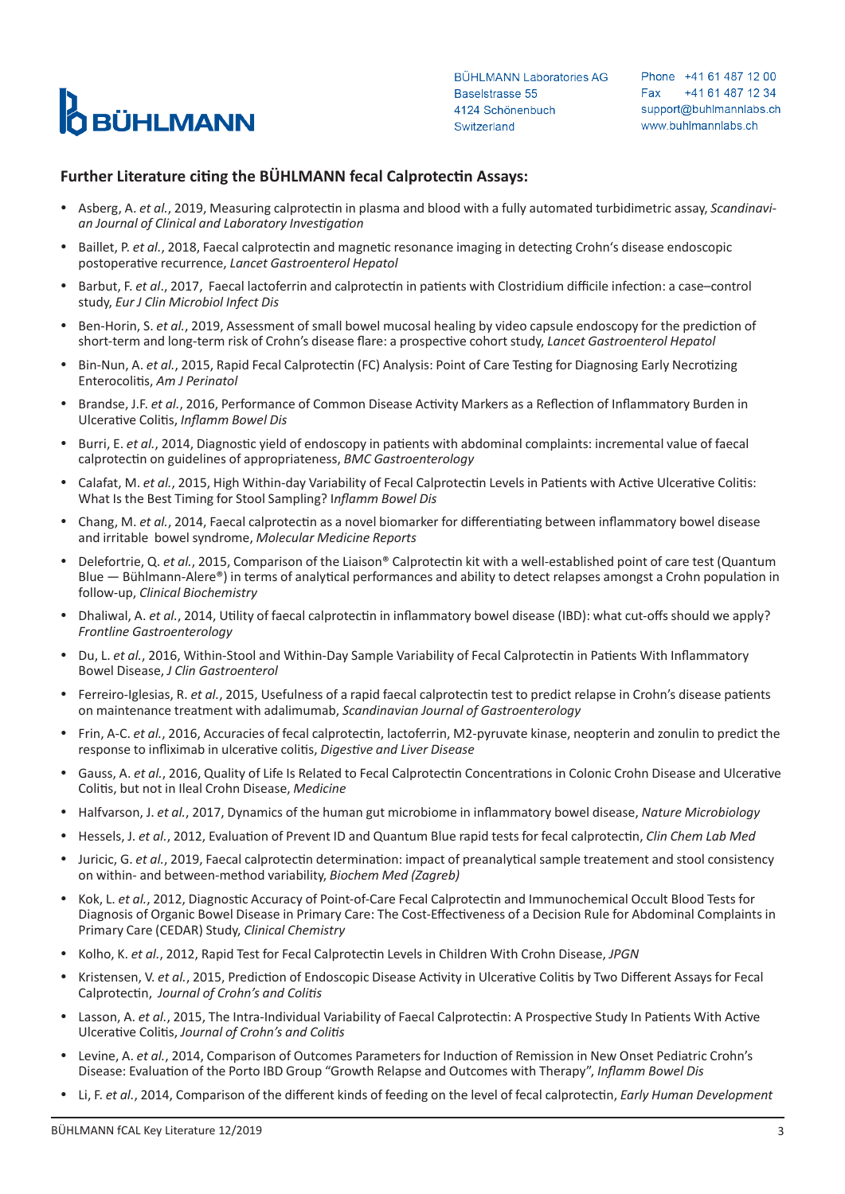**BÜHLMANN**

BÜHLMANN Laboratories AG
Baselstrasse 55
4124 Schönenbuch
Switzerland

Phone +41 61 487 12 00
Fax +41 61 487 12 34
support@buhlmannlabs.ch
www.buhlmannlabs.ch

### Further Literature citing the BÜHLMANN fecal Calprotectin Assays:

- Asberg, A. *et al.*, 2019, Measuring calprotectin in plasma and blood with a fully automated turbidimetric assay, *Scandinavian Journal of Clinical and Laboratory Investigation*
- Baillet, P. *et al.*, 2018, Faecal calprotectin and magnetic resonance imaging in detecting Crohn's disease endoscopic postoperative recurrence, *Lancet Gastroenterol Hepatol*
- Barbut, F. *et al*., 2017, Faecal lactoferrin and calprotectin in patients with Clostridium difficile infection: a case–control study, *Eur J Clin Microbiol Infect Dis*
- Ben-Horin, S. *et al.*, 2019, Assessment of small bowel mucosal healing by video capsule endoscopy for the prediction of short-term and long-term risk of Crohn's disease flare: a prospective cohort study, *Lancet Gastroenterol Hepatol*
- Bin-Nun, A. *et al.*, 2015, Rapid Fecal Calprotectin (FC) Analysis: Point of Care Testing for Diagnosing Early Necrotizing Enterocolitis, *Am J Perinatol*
- Brandse, J.F. *et al.*, 2016, Performance of Common Disease Activity Markers as a Reflection of Inflammatory Burden in Ulcerative Colitis, *Inflamm Bowel Dis*
- Burri, E. *et al.*, 2014, Diagnostic yield of endoscopy in patients with abdominal complaints: incremental value of faecal calprotectin on guidelines of appropriateness, *BMC Gastroenterology*
- Calafat, M. *et al.*, 2015, High Within-day Variability of Fecal Calprotectin Levels in Patients with Active Ulcerative Colitis: What Is the Best Timing for Stool Sampling? I*nflamm Bowel Dis*
- Chang, M. *et al.*, 2014, Faecal calprotectin as a novel biomarker for differentiating between inflammatory bowel disease and irritable bowel syndrome, *Molecular Medicine Reports*
- Delefortrie, Q. *et al.*, 2015, Comparison of the Liaison® Calprotectin kit with a well-established point of care test (Quantum Blue — Bühlmann-Alere®) in terms of analytical performances and ability to detect relapses amongst a Crohn population in follow-up, *Clinical Biochemistry*
- Dhaliwal, A. *et al.*, 2014, Utility of faecal calprotectin in inflammatory bowel disease (IBD): what cut-offs should we apply? *Frontline Gastroenterology*
- Du, L. *et al.*, 2016, Within-Stool and Within-Day Sample Variability of Fecal Calprotectin in Patients With Inflammatory Bowel Disease, *J Clin Gastroenterol*
- Ferreiro-Iglesias, R. *et al.*, 2015, Usefulness of a rapid faecal calprotectin test to predict relapse in Crohn's disease patients on maintenance treatment with adalimumab, *Scandinavian Journal of Gastroenterology*
- Frin, A-C. *et al.*, 2016, Accuracies of fecal calprotectin, lactoferrin, M2-pyruvate kinase, neopterin and zonulin to predict the response to infliximab in ulcerative colitis, *Digestive and Liver Disease*
- Gauss, A. *et al.*, 2016, Quality of Life Is Related to Fecal Calprotectin Concentrations in Colonic Crohn Disease and Ulcerative Colitis, but not in Ileal Crohn Disease, *Medicine*
- Halfvarson, J. *et al.*, 2017, Dynamics of the human gut microbiome in inflammatory bowel disease, *Nature Microbiology*
- Hessels, J. *et al.*, 2012, Evaluation of Prevent ID and Quantum Blue rapid tests for fecal calprotectin, *Clin Chem Lab Med*
- Juricic, G. *et al.*, 2019, Faecal calprotectin determination: impact of preanalytical sample treatement and stool consistency on within- and between-method variability, *Biochem Med (Zagreb)*
- Kok, L. *et al.*, 2012, Diagnostic Accuracy of Point-of-Care Fecal Calprotectin and Immunochemical Occult Blood Tests for Diagnosis of Organic Bowel Disease in Primary Care: The Cost-Effectiveness of a Decision Rule for Abdominal Complaints in Primary Care (CEDAR) Study, *Clinical Chemistry*
- Kolho, K. *et al.*, 2012, Rapid Test for Fecal Calprotectin Levels in Children With Crohn Disease, *JPGN*
- Kristensen, V. *et al.*, 2015, Prediction of Endoscopic Disease Activity in Ulcerative Colitis by Two Different Assays for Fecal Calprotectin, *Journal of Crohn's and Colitis*
- Lasson, A. *et al.*, 2015, The Intra-Individual Variability of Faecal Calprotectin: A Prospective Study In Patients With Active Ulcerative Colitis, *Journal of Crohn's and Colitis*
- Levine, A. *et al.*, 2014, Comparison of Outcomes Parameters for Induction of Remission in New Onset Pediatric Crohn's Disease: Evaluation of the Porto IBD Group "Growth Relapse and Outcomes with Therapy", *Inflamm Bowel Dis*
- Li, F. *et al.*, 2014, Comparison of the different kinds of feeding on the level of fecal calprotectin, *Early Human Development*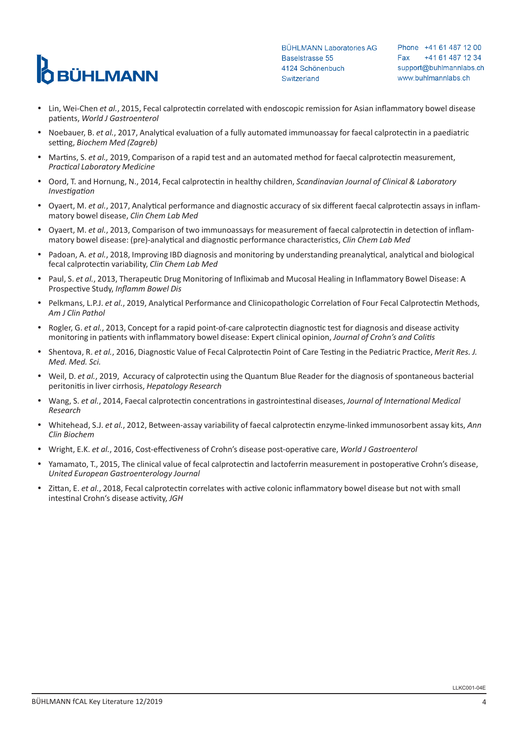- Lin, Wei-Chen *et al.*, 2015, Fecal calprotectin correlated with endoscopic remission for Asian inflammatory bowel disease patients, *World J Gastroenterol*
- Noebauer, B. *et al.*, 2017, Analytical evaluation of a fully automated immunoassay for faecal calprotectin in a paediatric setting, *Biochem Med (Zagreb)*
- Martins, S. *et al.,* 2019, Comparison of a rapid test and an automated method for faecal calprotectin measurement, *Practical Laboratory Medicine*
- Oord, T. and Hornung, N., 2014, Fecal calprotectin in healthy children, *Scandinavian Journal of Clinical & Laboratory Investigation*
- Oyaert, M. *et al.*, 2017, Analytical performance and diagnostic accuracy of six different faecal calprotectin assays in inflammatory bowel disease, *Clin Chem Lab Med*
- Oyaert, M. *et al.*, 2013, Comparison of two immunoassays for measurement of faecal calprotectin in detection of inflammatory bowel disease: (pre)-analytical and diagnostic performance characteristics, *Clin Chem Lab Med*
- Padoan, A. *et al.*, 2018, Improving IBD diagnosis and monitoring by understanding preanalytical, analytical and biological fecal calprotectin variability, *Clin Chem Lab Med*
- Paul, S. *et al.*, 2013, Therapeutic Drug Monitoring of Infliximab and Mucosal Healing in Inflammatory Bowel Disease: A Prospective Study, *Inflamm Bowel Dis*
- Pelkmans, L.P.J. *et al.*, 2019, Analytical Performance and Clinicopathologic Correlation of Four Fecal Calprotectin Methods, *Am J Clin Pathol*
- Rogler, G. *et al.*, 2013, Concept for a rapid point-of-care calprotectin diagnostic test for diagnosis and disease activity monitoring in patients with inflammatory bowel disease: Expert clinical opinion, *Journal of Crohn's and Colitis*
- Shentova, R. *et al.*, 2016, Diagnostic Value of Fecal Calprotectin Point of Care Testing in the Pediatric Practice, *Merit Res. J. Med. Med. Sci.*
- Weil, D. *et al.*, 2019, Accuracy of calprotectin using the Quantum Blue Reader for the diagnosis of spontaneous bacterial peritonitis in liver cirrhosis, *Hepatology Research*
- Wang, S. *et al.*, 2014, Faecal calprotectin concentrations in gastrointestinal diseases, *Journal of International Medical Research*
- Whitehead, S.J. *et al.*, 2012, Between-assay variability of faecal calprotectin enzyme-linked immunosorbent assay kits, *Ann Clin Biochem*
- Wright, E.K. *et al.*, 2016, Cost-effectiveness of Crohn's disease post-operative care, *World J Gastroenterol*
- Yamamato, T., 2015, The clinical value of fecal calprotectin and lactoferrin measurement in postoperative Crohn's disease, *United European Gastroenterology Journal*
- Zittan, E. *et al.*, 2018, Fecal calprotectin correlates with active colonic inflammatory bowel disease but not with small intestinal Crohn's disease activity, *JGH*